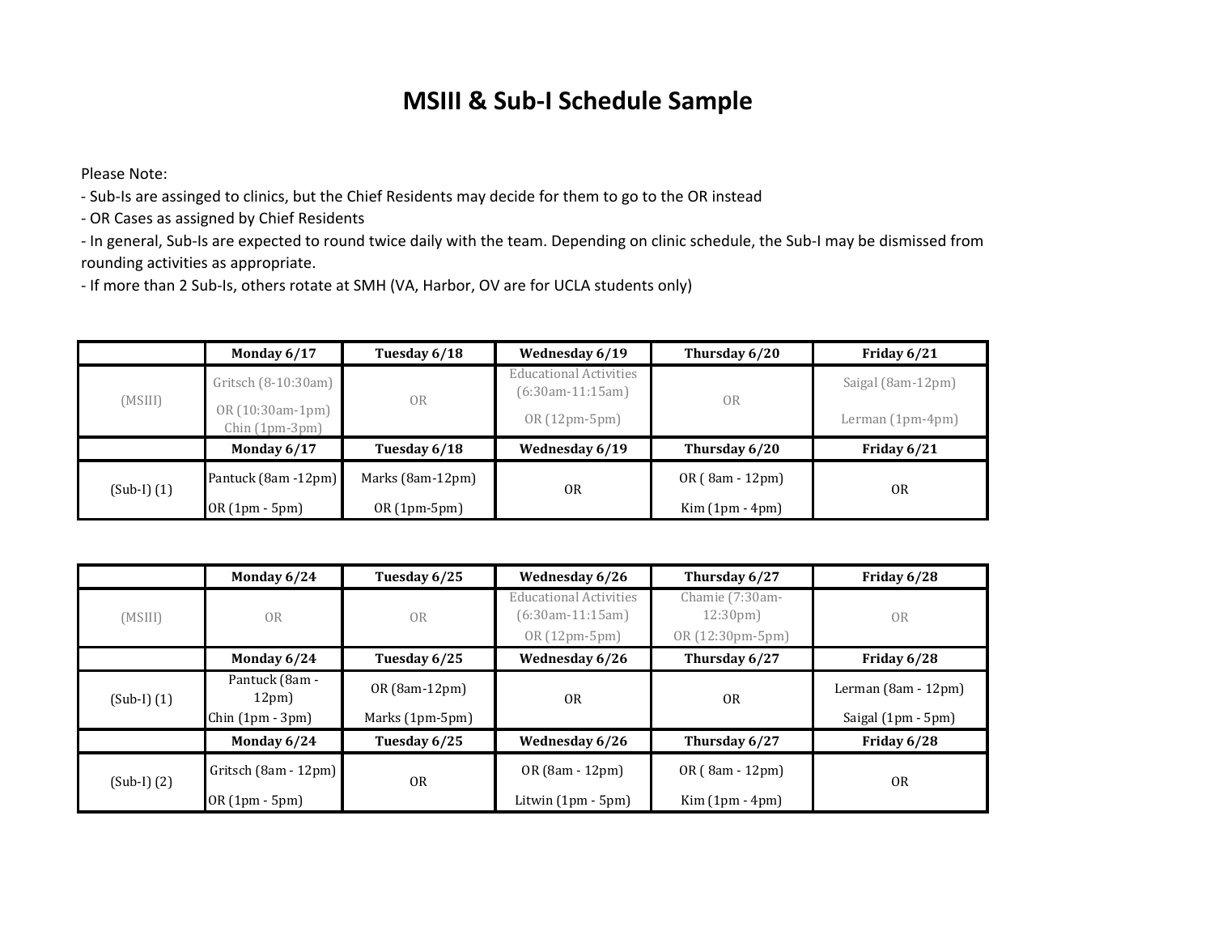# MSIII & Sub-I Schedule Sample

Please Note:

- Sub-Is are assinged to clinics, but the Chief Residents may decide for them to go to the OR instead
- OR Cases as assigned by Chief Residents
- In general, Sub-Is are expected to round twice daily with the team. Depending on clinic schedule, the Sub-I may be dismissed from rounding activities as appropriate.
- If more than 2 Sub-Is, others rotate at SMH (VA, Harbor, OV are for UCLA students only)

| | Monday 6/17 | Tuesday 6/18 | Wednesday 6/19 | Thursday 6/20 | Friday 6/21 |
|---|---|---|---|---|---|
| (MSIII) | Gritsch (8-10:30am)<br>OR (10:30am-1pm)<br>Chin (1pm-3pm) | OR | Educational Activities (6:30am-11:15am)<br>OR (12pm-5pm) | OR | Saigal (8am-12pm)<br>Lerman (1pm-4pm) |
| | **Monday 6/17** | **Tuesday 6/18** | **Wednesday 6/19** | **Thursday 6/20** | **Friday 6/21** |
| (Sub-I) (1) | Pantuck (8am -12pm)<br>OR (1pm - 5pm) | Marks (8am-12pm)<br>OR (1pm-5pm) | OR | OR ( 8am - 12pm)<br>Kim (1pm - 4pm) | OR |

| | Monday 6/24 | Tuesday 6/25 | Wednesday 6/26 | Thursday 6/27 | Friday 6/28 |
|---|---|---|---|---|---|
| (MSIII) | OR | OR | Educational Activities (6:30am-11:15am)<br>OR (12pm-5pm) | Chamie (7:30am-12:30pm)<br>OR (12:30pm-5pm) | OR |
| | **Monday 6/24** | **Tuesday 6/25** | **Wednesday 6/26** | **Thursday 6/27** | **Friday 6/28** |
| (Sub-I) (1) | Pantuck (8am - 12pm)<br>Chin (1pm - 3pm) | OR (8am-12pm)<br>Marks (1pm-5pm) | OR | OR | Lerman (8am - 12pm)<br>Saigal (1pm - 5pm) |
| | **Monday 6/24** | **Tuesday 6/25** | **Wednesday 6/26** | **Thursday 6/27** | **Friday 6/28** |
| (Sub-I) (2) | Gritsch (8am - 12pm)<br>OR (1pm - 5pm) | OR | OR (8am - 12pm)<br>Litwin (1pm - 5pm) | OR ( 8am - 12pm)<br>Kim (1pm - 4pm) | OR |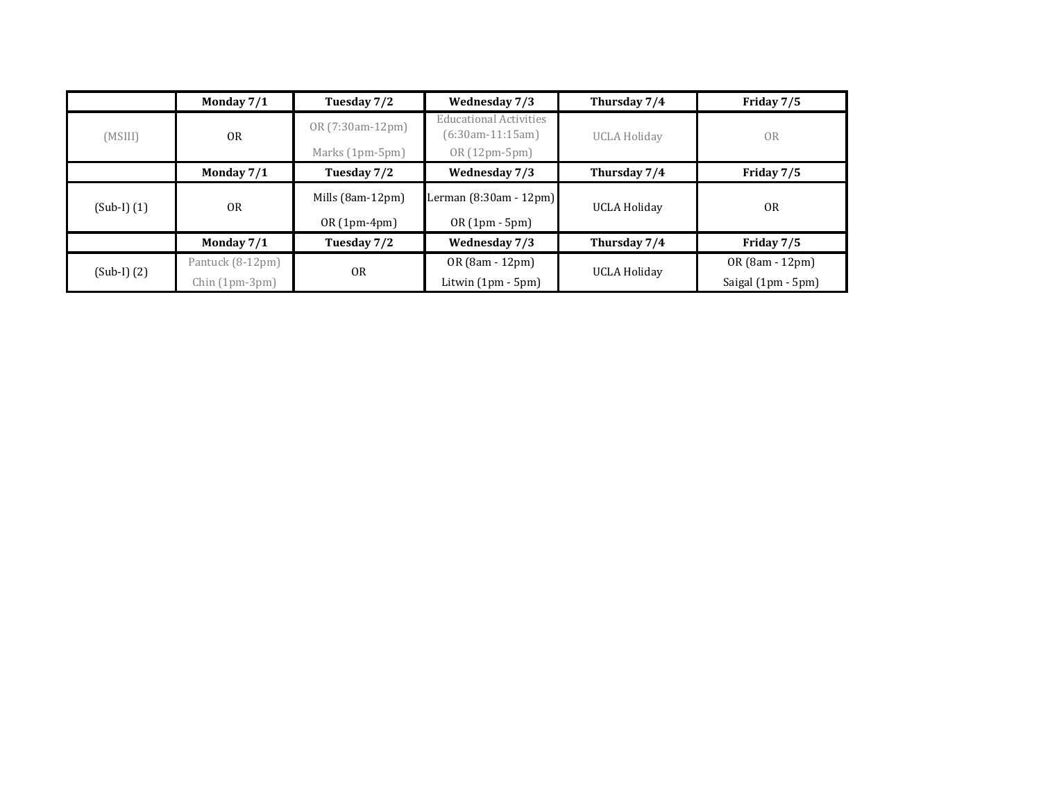| | Monday 7/1 | Tuesday 7/2 | Wednesday 7/3 | Thursday 7/4 | Friday 7/5 |
|---|---|---|---|---|---|
| (MSIII) | OR | OR (7:30am-12pm) Marks (1pm-5pm) | Educational Activities (6:30am-11:15am) OR (12pm-5pm) | UCLA Holiday | OR |
| | **Monday 7/1** | **Tuesday 7/2** | **Wednesday 7/3** | **Thursday 7/4** | **Friday 7/5** |
| (Sub-I) (1) | OR | Mills (8am-12pm) OR (1pm-4pm) | Lerman (8:30am - 12pm) OR (1pm - 5pm) | UCLA Holiday | OR |
| | **Monday 7/1** | **Tuesday 7/2** | **Wednesday 7/3** | **Thursday 7/4** | **Friday 7/5** |
| (Sub-I) (2) | Pantuck (8-12pm) Chin (1pm-3pm) | OR | OR (8am - 12pm) Litwin (1pm - 5pm) | UCLA Holiday | OR (8am - 12pm) Saigal (1pm - 5pm) |